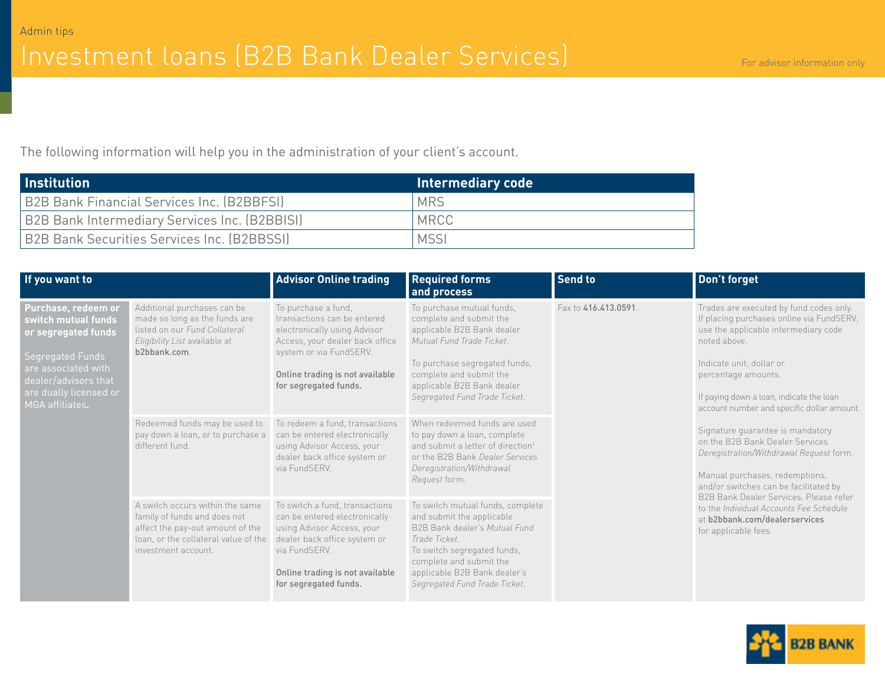Admin tips

# Investment loans (B2B Bank Dealer Services)

For advisor information only

The following information will help you in the administration of your client's account.

| Institution | Intermediary code |
|---|---|
| B2B Bank Financial Services Inc. (B2BBFSI) | MRS |
| B2B Bank Intermediary Services Inc. (B2BBISI) | MRCC |
| B2B Bank Securities Services Inc. (B2BBSSI) | MSSI |

| If you want to | | Advisor Online trading | Required forms and process | Send to | Don't forget |
|---|---|---|---|---|---|
| **Purchase, redeem or switch mutual funds or segregated funds**<br><br>Segregated Funds are associated with dealer/advisors that are dually licensed or MGA affiliates**.** | Additional purchases can be made so long as the funds are listed on our *Fund Collateral Eligibility List* available at **b2bbank.com**. | To purchase a fund, transactions can be entered electronically using Advisor Access, your dealer back office system or via FundSERV.<br><br>**Online trading is not available for segregated funds.** | To purchase mutual funds, complete and submit the applicable B2B Bank dealer *Mutual Fund Trade Ticket*.<br><br>To purchase segregated funds, complete and submit the applicable B2B Bank dealer *Segregated Fund Trade Ticket*. | Fax to **416.413.0591**. | Trades are executed by fund codes only. If placing purchases online via FundSERV, use the applicable intermediary code noted above.<br><br>Indicate unit, dollar or percentage amounts.<br><br>If paying down a loan, indicate the loan account number and specific dollar amount.<br><br>Signature guarantee is mandatory on the B2B Bank Dealer Services *Deregistration/Withdrawal Request* form.<br><br>Manual purchases, redemptions, and/or switches can be facilitated by B2B Bank Dealer Services. Please refer to the *Individual Accounts Fee Schedule* at **b2bbank.com/dealerservices** for applicable fees. |
| | Redeemed funds may be used to pay down a loan, or to purchase a different fund. | To redeem a fund, transactions can be entered electronically using Advisor Access, your dealer back office system or via FundSERV. | When redeemed funds are used to pay down a loan, complete and submit a letter of direction[1] or the B2B Bank *Dealer Services Deregistration/Withdrawal Request* form. | | |
| | A switch occurs within the same family of funds and does not affect the pay-out amount of the loan, or the collateral value of the investment account. | To switch a fund, transactions can be entered electronically using Advisor Access, your dealer back office system or via FundSERV.<br><br>**Online trading is not available for segregated funds.** | To switch mutual funds, complete and submit the applicable B2B Bank dealer's *Mutual Fund Trade Ticket*.<br>To switch segregated funds, complete and submit the applicable B2B Bank dealer's *Segregated Fund Trade Ticket*. | | |

B2B BANK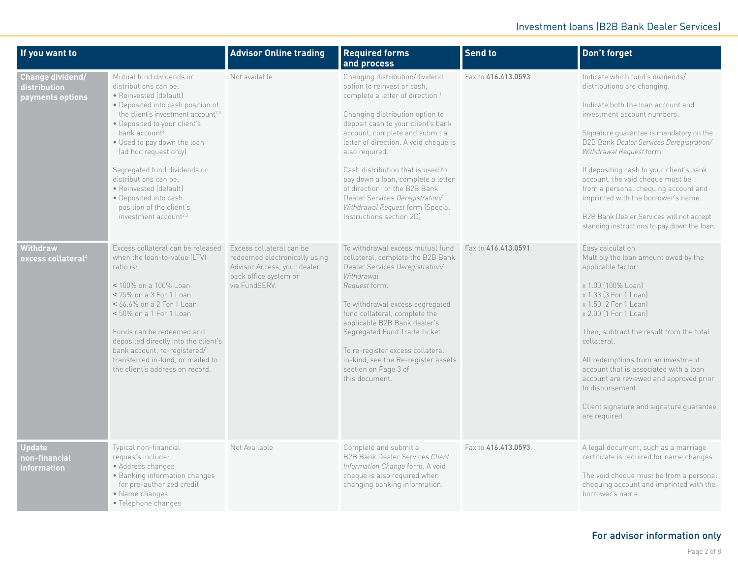| If you want to | | Advisor Online trading | Required forms and process | Send to | Don't forget |
|---|---|---|---|---|---|
| **Change dividend/ distribution payments options** | Mutual fund dividends or distributions can be:<br>• Reinvested (default)<br>• Deposited into cash position of the client's investment account[2,3]<br>• Deposited to your client's bank account[2]<br>• Used to pay down the loan (ad hoc request only)<br><br>Segregated fund dividends or distributions can be:<br>• Reinvested (default)<br>• Deposited into cash position of the client's investment account[2,3] | Not available | Changing distribution/dividend option to reinvest or cash, complete a letter of direction.[1]<br><br>Changing distribution option to deposit cash to your client's bank account, complete and submit a letter of direction. A void cheque is also required.<br><br>Cash distribution that is used to pay down a loan, complete a letter of direction[1] or the B2B Bank Dealer Services *Deregistration/ Withdrawal Request* form (Special Instructions section 2D). | Fax to **416.413.0593**. | Indicate which fund's dividends/ distributions are changing.<br><br>Indicate both the loan account and investment account numbers.<br><br>Signature guarantee is mandatory on the B2B Bank *Dealer Services Deregistration/ Withdrawal Request* form.<br><br>If depositing cash to your client's bank account, the void cheque must be from a personal chequing account and imprinted with the borrower's name.<br><br>B2B Bank Dealer Services will not accept standing instructions to pay down the loan. |
| **Withdraw excess collateral[4]** | Excess collateral can be released when the loan-to-value (LTV) ratio is:<br><br>< 100% on a 100% Loan<br>< 75% on a 3 For 1 Loan<br>< 66.6% on a 2 For 1 Loan<br>< 50% on a 1 For 1 Loan<br><br>Funds can be redeemed and deposited directly into the client's bank account, re-registered/ transferred in-kind, or mailed to the client's address on record. | Excess collateral can be redeemed electronically using Advisor Access, your dealer back office system or via FundSERV. | To withdrawal excess mutual fund collateral, complete the B2B Bank Dealer Services *Deregistration/ Withdrawal Request* form.<br><br>To withdrawal excess segregated fund collateral, complete the applicable B2B Bank dealer's Segregated Fund Trade Ticket.<br><br>To re-register excess collateral in-kind, see the Re-register assets section on Page 3 of this document. | Fax to **416.413.0591**. | Easy calculation<br>Multiply the loan amount owed by the applicable factor:<br><br>x 1.00 (100% Loan)<br>x 1.33 (3 For 1 Loan)<br>x 1.50 (2 For 1 Loan)<br>x 2.00 (1 For 1 Loan)<br><br>Then, subtract the result from the total collateral.<br><br>All redemptions from an investment account that is associated with a loan account are reviewed and approved prior to disbursement.<br><br>Client signature and signature guarantee are required. |
| **Update non-financial information** | Typical non-financial requests include:<br>• Address changes<br>• Banking information changes for pre-authorized credit<br>• Name changes<br>• Telephone changes | Not Available | Complete and submit a B2B Bank Dealer Services *Client Information Change* form. A void cheque is also required when changing banking information. | Fax to **416.413.0593**. | A legal document, such as a marriage certificate is required for name changes.<br><br>The void cheque must be from a personal chequing account and imprinted with the borrower's name. |

**For advisor information only**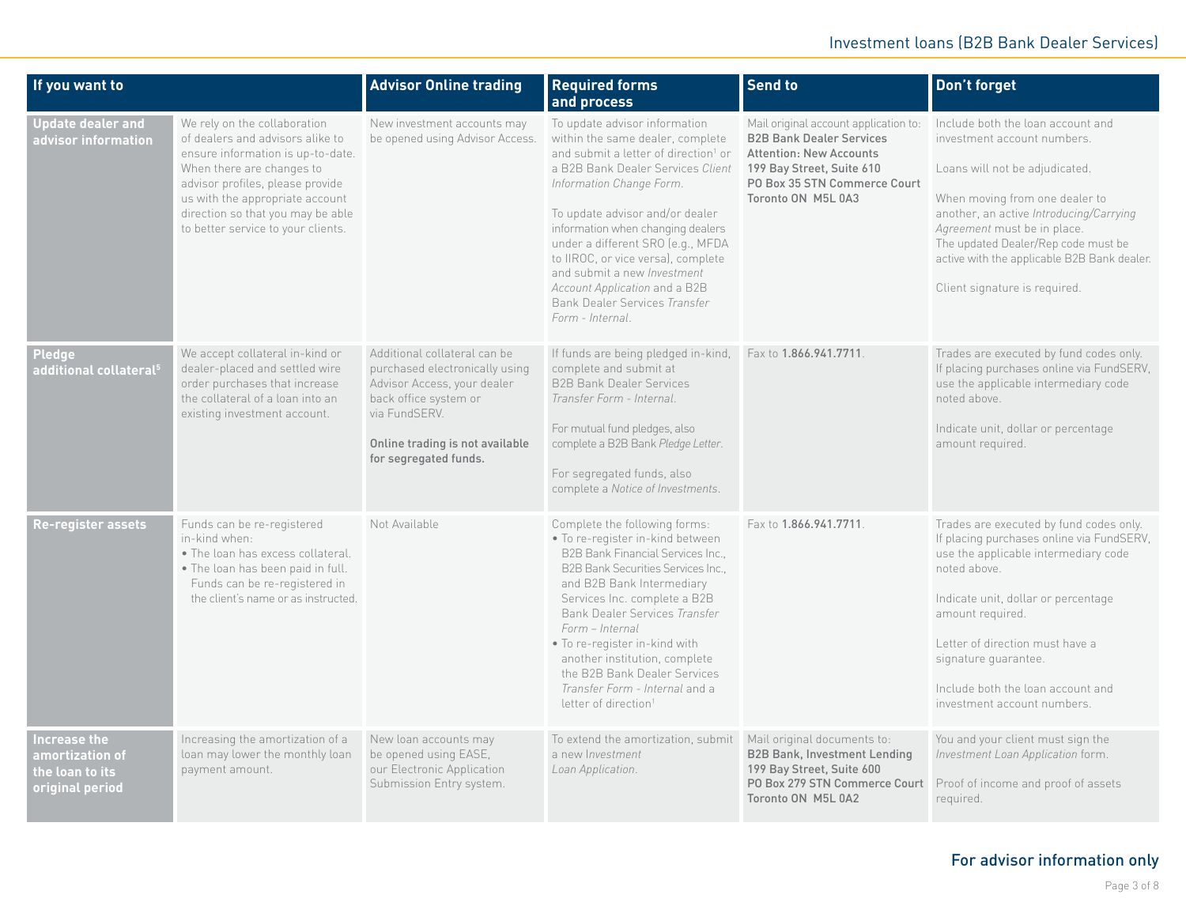| If you want to | | Advisor Online trading | Required forms and process | Send to | Don't forget |
|---|---|---|---|---|---|
| **Update dealer and advisor information** | We rely on the collaboration of dealers and advisors alike to ensure information is up-to-date. When there are changes to advisor profiles, please provide us with the appropriate account direction so that you may be able to better service to your clients. | New investment accounts may be opened using Advisor Access. | To update advisor information within the same dealer, complete and submit a letter of direction[1] or a B2B Bank Dealer Services *Client Information Change Form*.<br><br>To update advisor and/or dealer information when changing dealers under a different SRO (e.g., MFDA to IIROC, or vice versa), complete and submit a new *Investment Account Application* and a B2B Bank Dealer Services *Transfer Form - Internal*. | Mail original account application to: **B2B Bank Dealer Services Attention: New Accounts 199 Bay Street, Suite 610 PO Box 35 STN Commerce Court Toronto ON M5L 0A3** | Include both the loan account and investment account numbers.<br><br>Loans will not be adjudicated.<br><br>When moving from one dealer to another, an active *Introducing/Carrying Agreement* must be in place. The updated Dealer/Rep code must be active with the applicable B2B Bank dealer.<br><br>Client signature is required. |
| **Pledge additional collateral[5]** | We accept collateral in-kind or dealer-placed and settled wire order purchases that increase the collateral of a loan into an existing investment account. | Additional collateral can be purchased electronically using Advisor Access, your dealer back office system or via FundSERV.<br><br>**Online trading is not available for segregated funds.** | If funds are being pledged in-kind, complete and submit at B2B Bank Dealer Services *Transfer Form - Internal*.<br><br>For mutual fund pledges, also complete a B2B Bank *Pledge Letter*.<br><br>For segregated funds, also complete a *Notice of Investments*. | Fax to **1.866.941.7711**. | Trades are executed by fund codes only. If placing purchases online via FundSERV, use the applicable intermediary code noted above.<br><br>Indicate unit, dollar or percentage amount required. |
| **Re-register assets** | Funds can be re-registered in-kind when:<br>• The loan has excess collateral.<br>• The loan has been paid in full. Funds can be re-registered in the client's name or as instructed. | Not Available | Complete the following forms:<br>• To re-register in-kind between B2B Bank Financial Services Inc., B2B Bank Securities Services Inc., and B2B Bank Intermediary Services Inc. complete a B2B Bank Dealer Services *Transfer Form – Internal*<br>• To re-register in-kind with another institution, complete the B2B Bank Dealer Services *Transfer Form - Internal* and a letter of direction[1] | Fax to **1.866.941.7711**. | Trades are executed by fund codes only. If placing purchases online via FundSERV, use the applicable intermediary code noted above.<br><br>Indicate unit, dollar or percentage amount required.<br><br>Letter of direction must have a signature guarantee.<br><br>Include both the loan account and investment account numbers. |
| **Increase the amortization of the loan to its original period** | Increasing the amortization of a loan may lower the monthly loan payment amount. | New loan accounts may be opened using EASE, our Electronic Application Submission Entry system. | To extend the amortization, submit a new *Investment Loan Application*. | Mail original documents to: **B2B Bank, Investment Lending 199 Bay Street, Suite 600 PO Box 279 STN Commerce Court Toronto ON M5L 0A2** | You and your client must sign the *Investment Loan Application* form.<br><br>Proof of income and proof of assets required. |

For advisor information only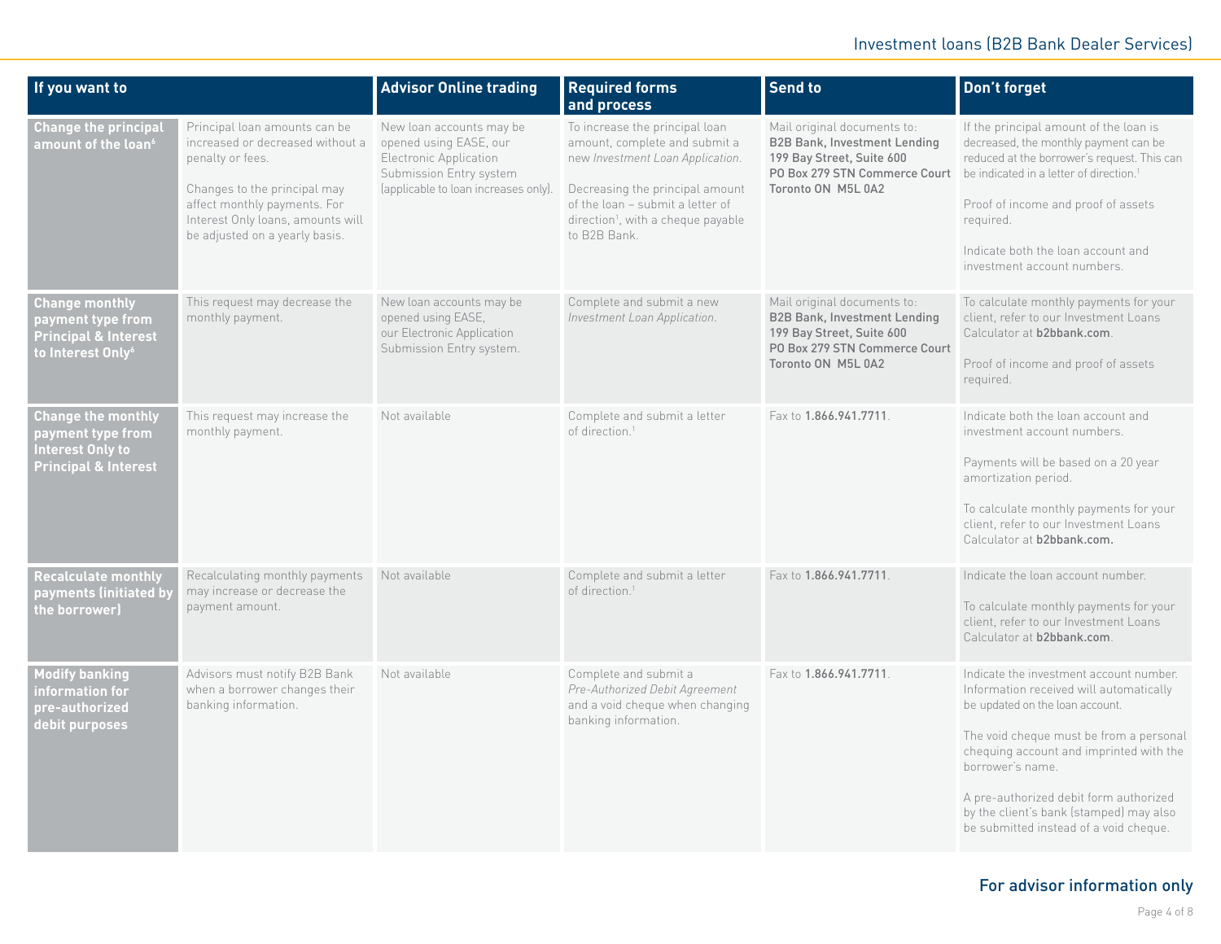| If you want to | | Advisor Online trading | Required forms and process | Send to | Don't forget |
|---|---|---|---|---|---|
| **Change the principal amount of the loan**[6] | Principal loan amounts can be increased or decreased without a penalty or fees.<br><br>Changes to the principal may affect monthly payments. For Interest Only loans, amounts will be adjusted on a yearly basis. | New loan accounts may be opened using EASE, our Electronic Application Submission Entry system (applicable to loan increases only). | To increase the principal loan amount, complete and submit a new *Investment Loan Application*.<br><br>Decreasing the principal amount of the loan – submit a letter of direction[1], with a cheque payable to B2B Bank. | Mail original documents to: **B2B Bank, Investment Lending 199 Bay Street, Suite 600 PO Box 279 STN Commerce Court Toronto ON M5L 0A2** | If the principal amount of the loan is decreased, the monthly payment can be reduced at the borrower's request. This can be indicated in a letter of direction.[1]<br><br>Proof of income and proof of assets required.<br><br>Indicate both the loan account and investment account numbers. |
| **Change monthly payment type from Principal & Interest to Interest Only**[6] | This request may decrease the monthly payment. | New loan accounts may be opened using EASE, our Electronic Application Submission Entry system. | Complete and submit a new *Investment Loan Application*. | Mail original documents to: **B2B Bank, Investment Lending 199 Bay Street, Suite 600 PO Box 279 STN Commerce Court Toronto ON M5L 0A2** | To calculate monthly payments for your client, refer to our Investment Loans Calculator at **b2bbank.com**.<br><br>Proof of income and proof of assets required. |
| **Change the monthly payment type from Interest Only to Principal & Interest** | This request may increase the monthly payment. | Not available | Complete and submit a letter of direction.[1] | Fax to **1.866.941.7711**. | Indicate both the loan account and investment account numbers.<br><br>Payments will be based on a 20 year amortization period.<br><br>To calculate monthly payments for your client, refer to our Investment Loans Calculator at **b2bbank.com.** |
| **Recalculate monthly payments (initiated by the borrower)** | Recalculating monthly payments may increase or decrease the payment amount. | Not available | Complete and submit a letter of direction.[1] | Fax to **1.866.941.7711**. | Indicate the loan account number.<br><br>To calculate monthly payments for your client, refer to our Investment Loans Calculator at **b2bbank.com**. |
| **Modify banking information for pre-authorized debit purposes** | Advisors must notify B2B Bank when a borrower changes their banking information. | Not available | Complete and submit a *Pre-Authorized Debit Agreement* and a void cheque when changing banking information. | Fax to **1.866.941.7711**. | Indicate the investment account number. Information received will automatically be updated on the loan account.<br><br>The void cheque must be from a personal chequing account and imprinted with the borrower's name.<br><br>A pre-authorized debit form authorized by the client's bank (stamped) may also be submitted instead of a void cheque. |

**For advisor information only**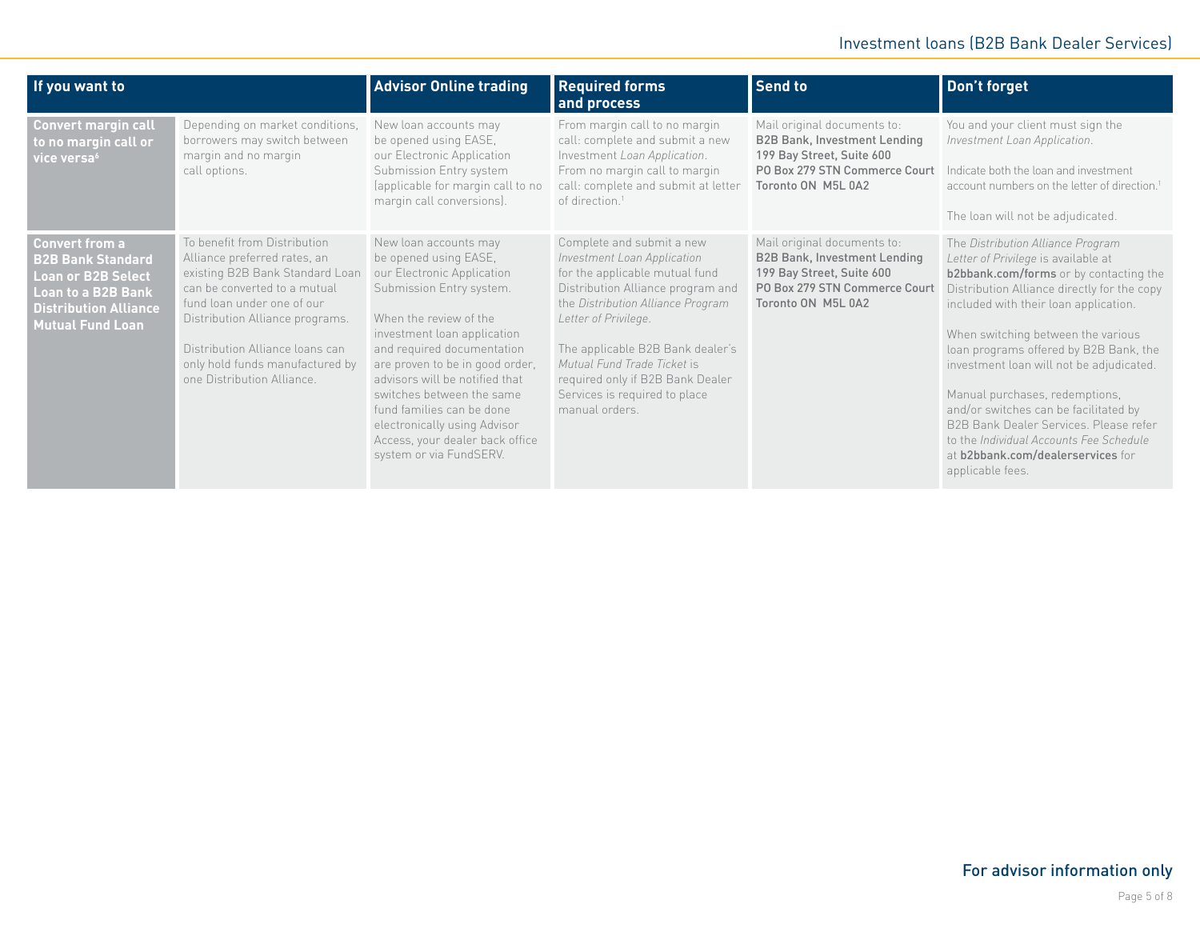| If you want to | | Advisor Online trading | Required forms and process | Send to | Don't forget |
|---|---|---|---|---|---|
| **Convert margin call to no margin call or vice versa**[6] | Depending on market conditions, borrowers may switch between margin and no margin call options. | New loan accounts may be opened using EASE, our Electronic Application Submission Entry system (applicable for margin call to no margin call conversions). | From margin call to no margin call: complete and submit a new Investment *Loan Application*. From no margin call to margin call: complete and submit at letter of direction.[1] | Mail original documents to: **B2B Bank, Investment Lending 199 Bay Street, Suite 600 PO Box 279 STN Commerce Court Toronto ON M5L 0A2** | You and your client must sign the *Investment Loan Application*. Indicate both the loan and investment account numbers on the letter of direction.[1] The loan will not be adjudicated. |
| **Convert from a B2B Bank Standard Loan or B2B Select Loan to a B2B Bank Distribution Alliance Mutual Fund Loan** | To benefit from Distribution Alliance preferred rates, an existing B2B Bank Standard Loan can be converted to a mutual fund loan under one of our Distribution Alliance programs. Distribution Alliance loans can only hold funds manufactured by one Distribution Alliance. | New loan accounts may be opened using EASE, our Electronic Application Submission Entry system. When the review of the investment loan application and required documentation are proven to be in good order, advisors will be notified that switches between the same fund families can be done electronically using Advisor Access, your dealer back office system or via FundSERV. | Complete and submit a new *Investment Loan Application* for the applicable mutual fund Distribution Alliance program and the *Distribution Alliance Program Letter of Privilege*. The applicable B2B Bank dealer's *Mutual Fund Trade Ticket* is required only if B2B Bank Dealer Services is required to place manual orders. | Mail original documents to: **B2B Bank, Investment Lending 199 Bay Street, Suite 600 PO Box 279 STN Commerce Court Toronto ON M5L 0A2** | The *Distribution Alliance Program Letter of Privilege* is available at **b2bbank.com/forms** or by contacting the Distribution Alliance directly for the copy included with their loan application. When switching between the various loan programs offered by B2B Bank, the investment loan will not be adjudicated. Manual purchases, redemptions, and/or switches can be facilitated by B2B Bank Dealer Services. Please refer to the *Individual Accounts Fee Schedule* at **b2bbank.com/dealerservices** for applicable fees. |

For advisor information only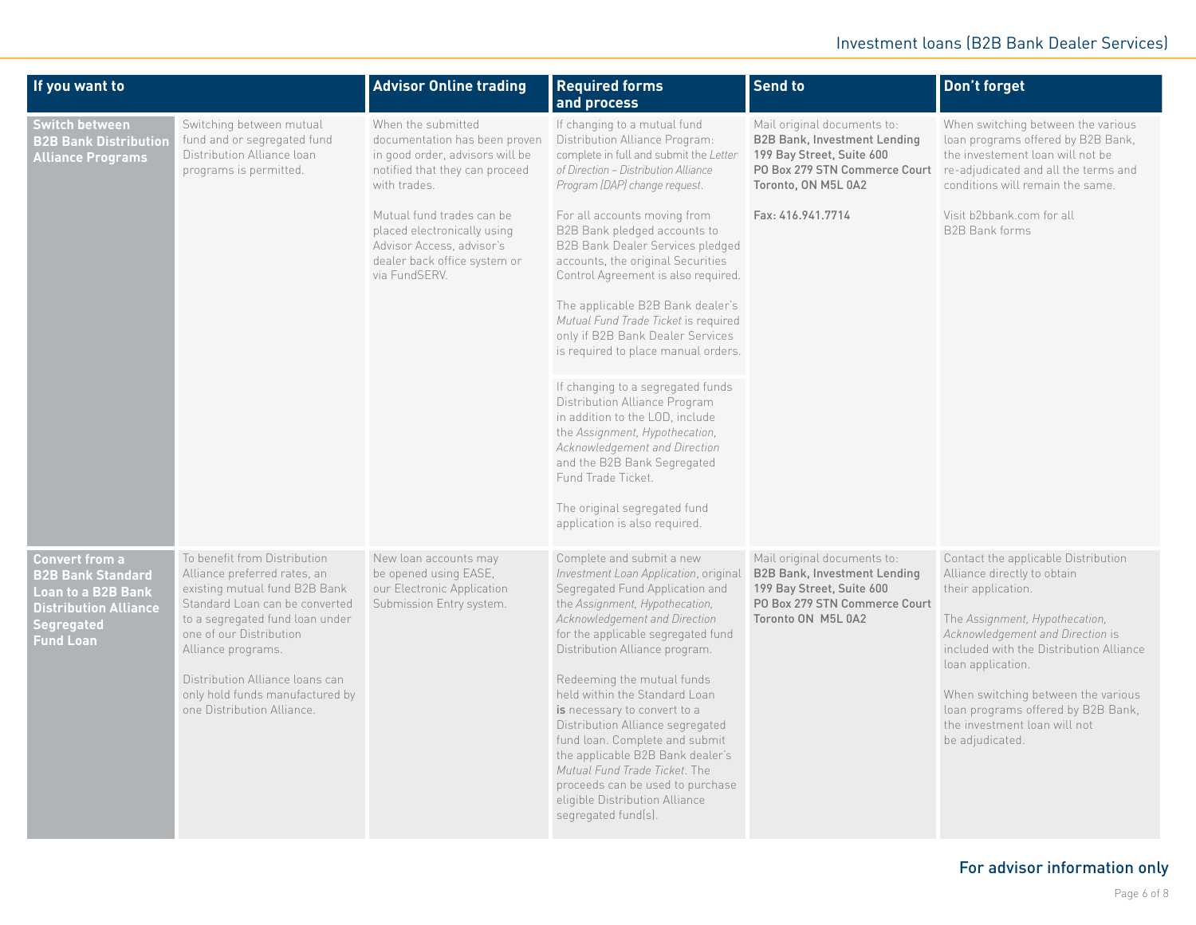| If you want to | | Advisor Online trading | Required forms and process | Send to | Don't forget |
|---|---|---|---|---|---|
| **Switch between B2B Bank Distribution Alliance Programs** | Switching between mutual fund and or segregated fund Distribution Alliance loan programs is permitted. | When the submitted documentation has been proven in good order, advisors will be notified that they can proceed with trades.<br><br>Mutual fund trades can be placed electronically using Advisor Access, advisor's dealer back office system or via FundSERV. | If changing to a mutual fund Distribution Alliance Program: complete in full and submit the *Letter of Direction – Distribution Alliance Program (DAP) change request*.<br><br>For all accounts moving from B2B Bank pledged accounts to B2B Bank Dealer Services pledged accounts, the original Securities Control Agreement is also required.<br><br>The applicable B2B Bank dealer's *Mutual Fund Trade Ticket* is required only if B2B Bank Dealer Services is required to place manual orders.<br><br>If changing to a segregated funds Distribution Alliance Program in addition to the LOD, include the *Assignment, Hypothecation, Acknowledgement and Direction* and the B2B Bank Segregated Fund Trade Ticket.<br><br>The original segregated fund application is also required. | Mail original documents to:<br>**B2B Bank, Investment Lending**<br>**199 Bay Street, Suite 600**<br>**PO Box 279 STN Commerce Court**<br>**Toronto, ON M5L 0A2**<br><br>**Fax: 416.941.7714** | When switching between the various loan programs offered by B2B Bank, the investement loan will not be re-adjudicated and all the terms and conditions will remain the same.<br><br>Visit b2bbank.com for all B2B Bank forms |
| **Convert from a B2B Bank Standard Loan to a B2B Bank Distribution Alliance Segregated Fund Loan** | To benefit from Distribution Alliance preferred rates, an existing mutual fund B2B Bank Standard Loan can be converted to a segregated fund loan under one of our Distribution Alliance programs.<br><br>Distribution Alliance loans can only hold funds manufactured by one Distribution Alliance. | New loan accounts may be opened using EASE, our Electronic Application Submission Entry system. | Complete and submit a new *Investment Loan Application*, original Segregated Fund Application and the *Assignment, Hypothecation, Acknowledgement and Direction* for the applicable segregated fund Distribution Alliance program.<br><br>Redeeming the mutual funds held within the Standard Loan **is** necessary to convert to a Distribution Alliance segregated fund loan. Complete and submit the applicable B2B Bank dealer's *Mutual Fund Trade Ticket*. The proceeds can be used to purchase eligible Distribution Alliance segregated fund(s). | Mail original documents to:<br>**B2B Bank, Investment Lending**<br>**199 Bay Street, Suite 600**<br>**PO Box 279 STN Commerce Court**<br>**Toronto ON M5L 0A2** | Contact the applicable Distribution Alliance directly to obtain their application.<br><br>The *Assignment, Hypothecation, Acknowledgement and Direction* is included with the Distribution Alliance loan application.<br><br>When switching between the various loan programs offered by B2B Bank, the investment loan will not be adjudicated. |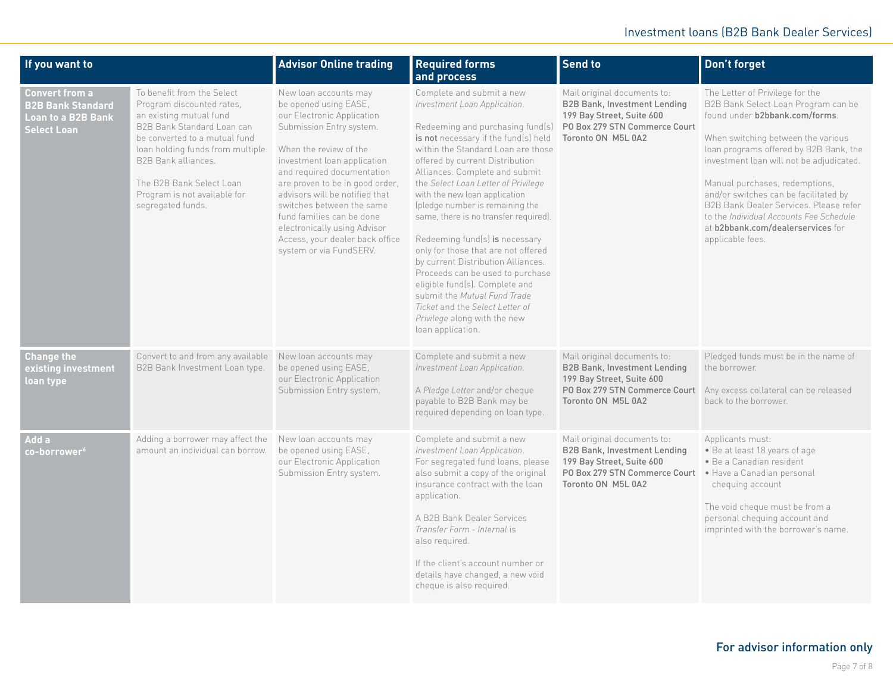## Investment loans (B2B Bank Dealer Services)

| If you want to | | Advisor Online trading | Required forms and process | Send to | Don't forget |
|---|---|---|---|---|---|
| **Convert from a B2B Bank Standard Loan to a B2B Bank Select Loan** | To benefit from the Select Program discounted rates, an existing mutual fund B2B Bank Standard Loan can be converted to a mutual fund loan holding funds from multiple B2B Bank alliances.<br><br>The B2B Bank Select Loan Program is not available for segregated funds. | New loan accounts may be opened using EASE, our Electronic Application Submission Entry system.<br><br>When the review of the investment loan application and required documentation are proven to be in good order, advisors will be notified that switches between the same fund families can be done electronically using Advisor Access, your dealer back office system or via FundSERV. | Complete and submit a new *Investment Loan Application*.<br><br>Redeeming and purchasing fund(s) **is not** necessary if the fund(s) held within the Standard Loan are those offered by current Distribution Alliances. Complete and submit the *Select Loan Letter of Privilege* with the new loan application (pledge number is remaining the same, there is no transfer required).<br><br>Redeeming fund(s) **is** necessary only for those that are not offered by current Distribution Alliances. Proceeds can be used to purchase eligible fund(s). Complete and submit the *Mutual Fund Trade Ticket* and the *Select Letter of Privilege* along with the new loan application. | Mail original documents to:<br>**B2B Bank, Investment Lending**<br>**199 Bay Street, Suite 600**<br>**PO Box 279 STN Commerce Court**<br>**Toronto ON M5L 0A2** | The Letter of Privilege for the B2B Bank Select Loan Program can be found under **b2bbank.com/forms**.<br><br>When switching between the various loan programs offered by B2B Bank, the investment loan will not be adjudicated.<br><br>Manual purchases, redemptions, and/or switches can be facilitated by B2B Bank Dealer Services. Please refer to the *Individual Accounts Fee Schedule* at **b2bbank.com/dealerservices** for applicable fees. |
| **Change the existing investment loan type** | Convert to and from any available B2B Bank Investment Loan type. | New loan accounts may be opened using EASE, our Electronic Application Submission Entry system. | Complete and submit a new *Investment Loan Application*.<br><br>A *Pledge Letter* and/or cheque payable to B2B Bank may be required depending on loan type. | Mail original documents to:<br>**B2B Bank, Investment Lending**<br>**199 Bay Street, Suite 600**<br>**PO Box 279 STN Commerce Court**<br>**Toronto ON M5L 0A2** | Pledged funds must be in the name of the borrower.<br><br>Any excess collateral can be released back to the borrower. |
| **Add a co-borrower**[6] | Adding a borrower may affect the amount an individual can borrow. | New loan accounts may be opened using EASE, our Electronic Application Submission Entry system. | Complete and submit a new *Investment Loan Application*. For segregated fund loans, please also submit a copy of the original insurance contract with the loan application.<br><br>A B2B Bank Dealer Services *Transfer Form - Internal* is also required.<br><br>If the client's account number or details have changed, a new void cheque is also required. | Mail original documents to:<br>**B2B Bank, Investment Lending**<br>**199 Bay Street, Suite 600**<br>**PO Box 279 STN Commerce Court**<br>**Toronto ON M5L 0A2** | Applicants must:<br>• Be at least 18 years of age<br>• Be a Canadian resident<br>• Have a Canadian personal chequing account<br><br>The void cheque must be from a personal chequing account and imprinted with the borrower's name. |

**For advisor information only**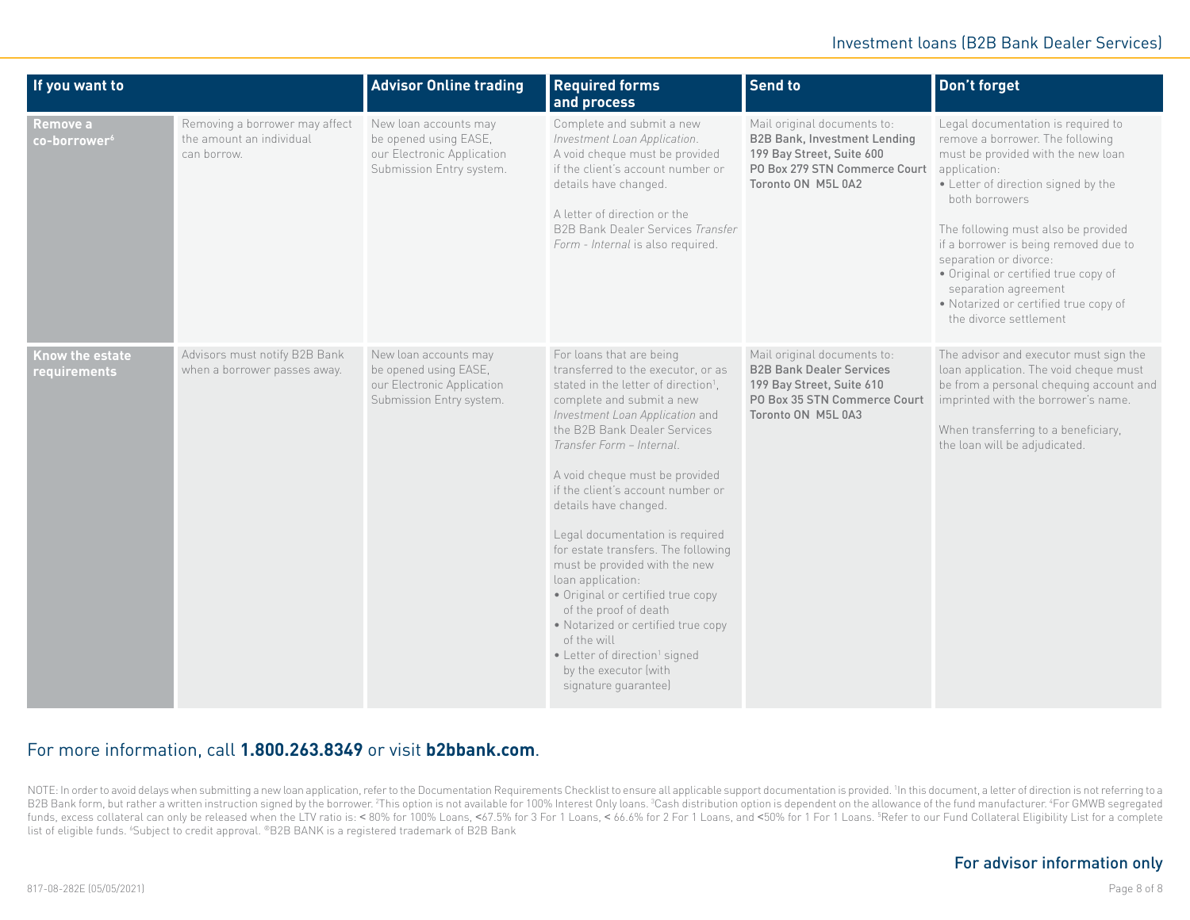| If you want to | | Advisor Online trading | Required forms and process | Send to | Don't forget |
|---|---|---|---|---|---|
| **Remove a co-borrower**[6] | Removing a borrower may affect the amount an individual can borrow. | New loan accounts may be opened using EASE, our Electronic Application Submission Entry system. | Complete and submit a new *Investment Loan Application*. A void cheque must be provided if the client's account number or details have changed.<br><br>A letter of direction or the B2B Bank Dealer Services *Transfer Form - Internal* is also required. | Mail original documents to:<br>**B2B Bank, Investment Lending**<br>**199 Bay Street, Suite 600**<br>**PO Box 279 STN Commerce Court**<br>**Toronto ON M5L 0A2** | Legal documentation is required to remove a borrower. The following must be provided with the new loan application:<br>• Letter of direction signed by the both borrowers<br><br>The following must also be provided if a borrower is being removed due to separation or divorce:<br>• Original or certified true copy of separation agreement<br>• Notarized or certified true copy of the divorce settlement |
| **Know the estate requirements** | Advisors must notify B2B Bank when a borrower passes away. | New loan accounts may be opened using EASE, our Electronic Application Submission Entry system. | For loans that are being transferred to the executor, or as stated in the letter of direction[1], complete and submit a new *Investment Loan Application* and the B2B Bank Dealer Services *Transfer Form – Internal*.<br><br>A void cheque must be provided if the client's account number or details have changed.<br><br>Legal documentation is required for estate transfers. The following must be provided with the new loan application:<br>• Original or certified true copy of the proof of death<br>• Notarized or certified true copy of the will<br>• Letter of direction[1] signed by the executor (with signature guarantee) | Mail original documents to:<br>**B2B Bank Dealer Services**<br>**199 Bay Street, Suite 610**<br>**PO Box 35 STN Commerce Court**<br>**Toronto ON M5L 0A3** | The advisor and executor must sign the loan application. The void cheque must be from a personal chequing account and imprinted with the borrower's name.<br><br>When transferring to a beneficiary, the loan will be adjudicated. |

For more information, call **1.800.263.8349** or visit **b2bbank.com**.

NOTE: In order to avoid delays when submitting a new loan application, refer to the Documentation Requirements Checklist to ensure all applicable support documentation is provided. [1]In this document, a letter of direction is not referring to a B2B Bank form, but rather a written instruction signed by the borrower. [2]This option is not available for 100% Interest Only loans. [3]Cash distribution option is dependent on the allowance of the fund manufacturer. [4]For GMWB segregated funds, excess collateral can only be released when the LTV ratio is: < 80% for 100% Loans, <67.5% for 3 For 1 Loans, < 66.6% for 2 For 1 Loans, and <50% for 1 For 1 Loans. [5]Refer to our Fund Collateral Eligibility List for a complete list of eligible funds. [6]Subject to credit approval. ®B2B BANK is a registered trademark of B2B Bank

For advisor information only

817-08-282E (05/05/2021)